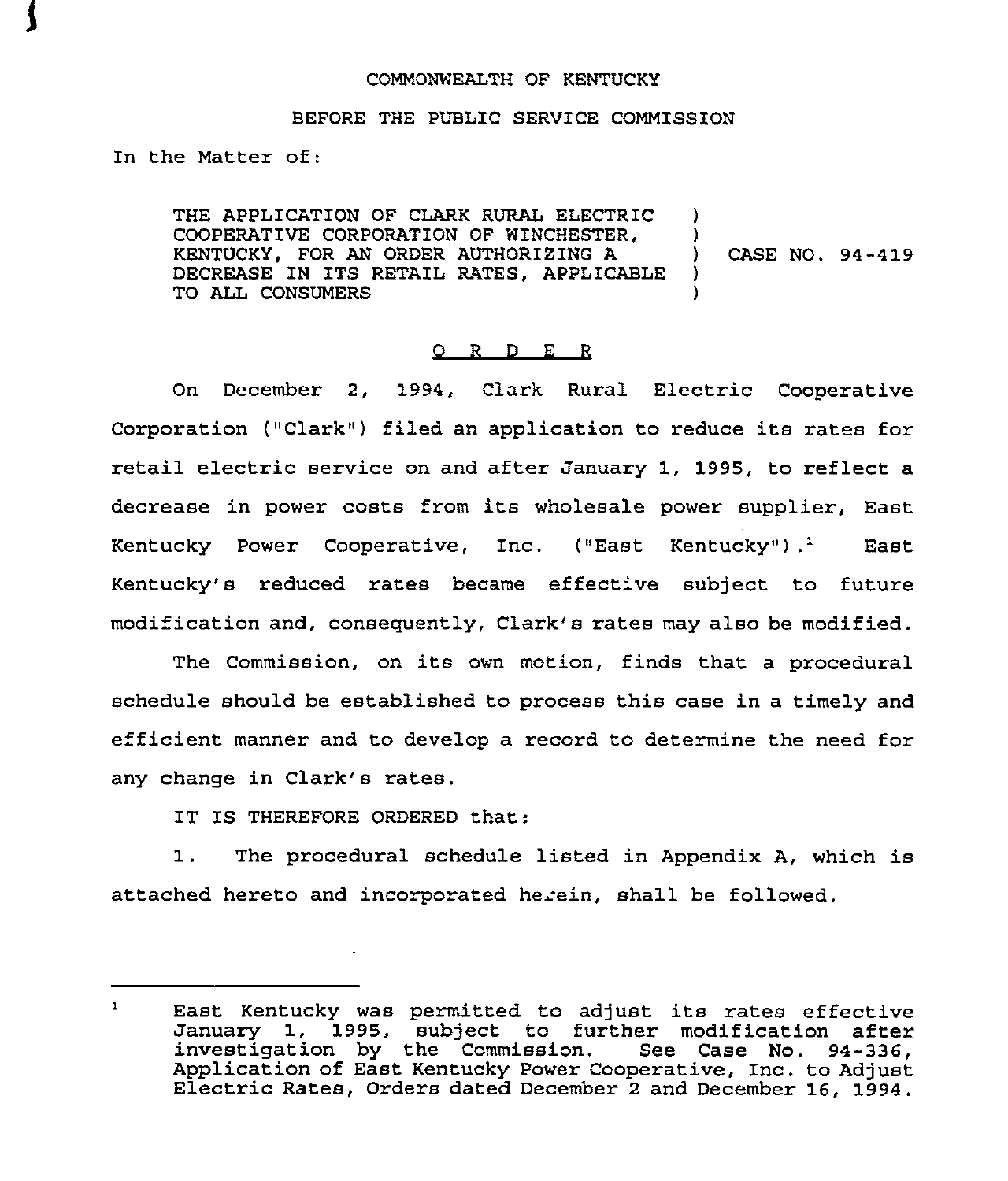COMMONWEALTH OF KENTUCKY

BEFORE THE PUBLIC SERVICE COMMISSION

In the Matter of:

THE APPLICATION OF CLARK RURAL ELECTRIC COOPERATIVE CORPORATION OF WINCHESTER, KENTUCKY, FOR AN ORDER AUTHORIZING A DECREASE IN ITS RETAIL RATES, APPLICABLE TO ALL CONSUMERS ) CASE NO. 94-419

## O R D E R

On December 2, 1994, Clark Rural Electric Cooperative Corporation ("Clark") filed an application to reduce its rates for retail electric service on and after January 1, 1995, to reflect a decrease in power costs from its wholesale power supplier, East Kentucky Power Cooperative, Inc. ("East Kentucky").[1] East Kentucky's reduced rates became effective subject to future modification and, consequently, Clark's rates may also be modified.

The Commission, on its own motion, finds that a procedural schedule should be established to process this case in a timely and efficient manner and to develop a record to determine the need for any change in Clark's rates.

IT IS THEREFORE ORDERED that:

1. The procedural schedule listed in Appendix A, which is attached hereto and incorporated herein, shall be followed.

---

[1] East Kentucky was permitted to adjust its rates effective January 1, 1995, subject to further modification after investigation by the Commission. See Case No. 94-336, Application of East Kentucky Power Cooperative, Inc. to Adjust Electric Rates, Orders dated December 2 and December 16, 1994.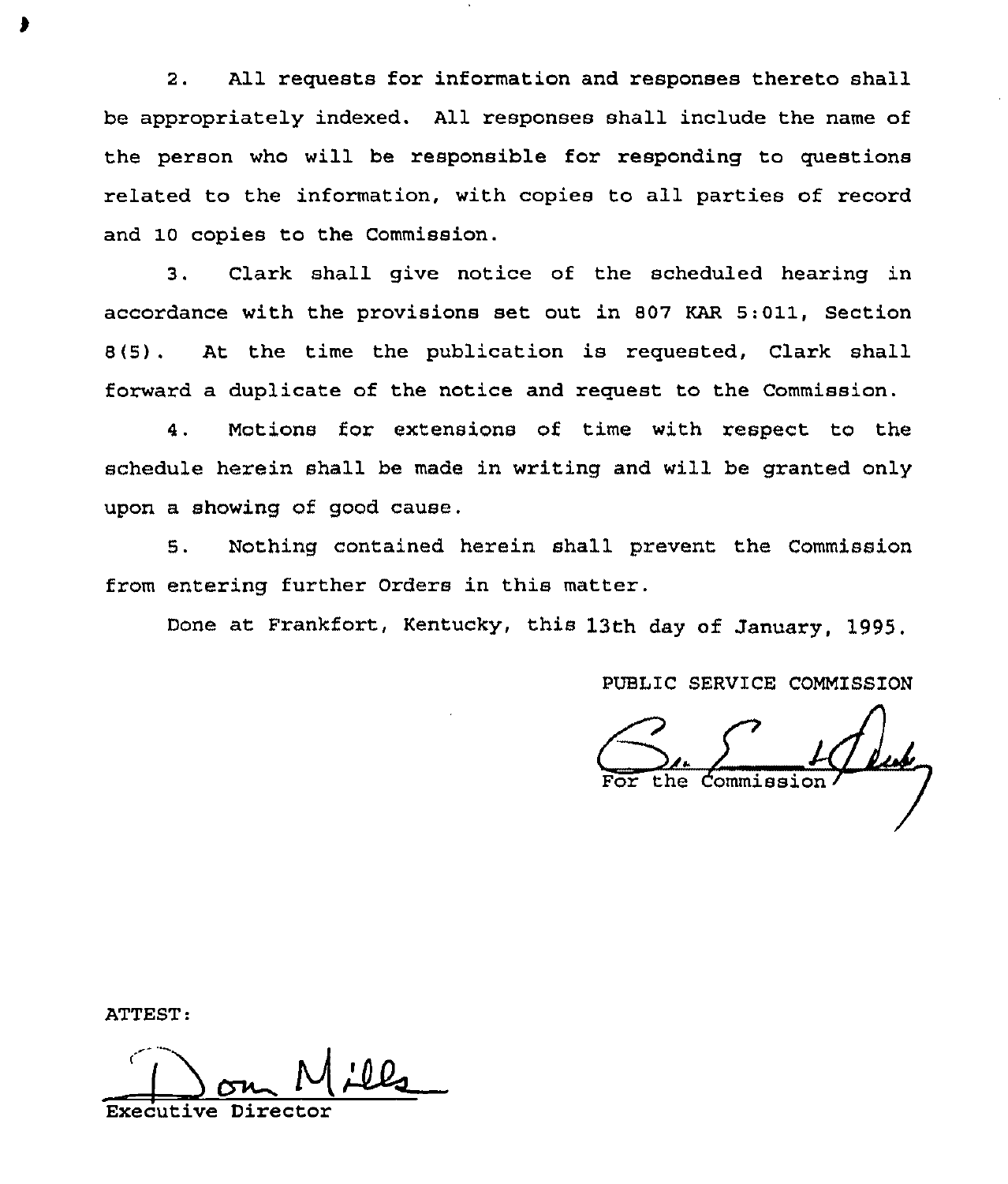2. All requests for information and responses thereto shall be appropriately indexed. All responses shall include the name of the person who will be responsible for responding to questions related to the information, with copies to all parties of record and 10 copies to the Commission.

3. Clark shall give notice of the scheduled hearing in accordance with the provisions set out in 807 KAR 5:011, Section 8(5). At the time the publication is requested, Clark shall forward a duplicate of the notice and request to the Commission.

4. Motions for extensions of time with respect to the schedule herein shall be made in writing and will be granted only upon a showing of good cause.

5. Nothing contained herein shall prevent the Commission from entering further Orders in this matter.

Done at Frankfort, Kentucky, this 13th day of January, 1995.

PUBLIC SERVICE COMMISSION

For the Commission

ATTEST:

Executive Director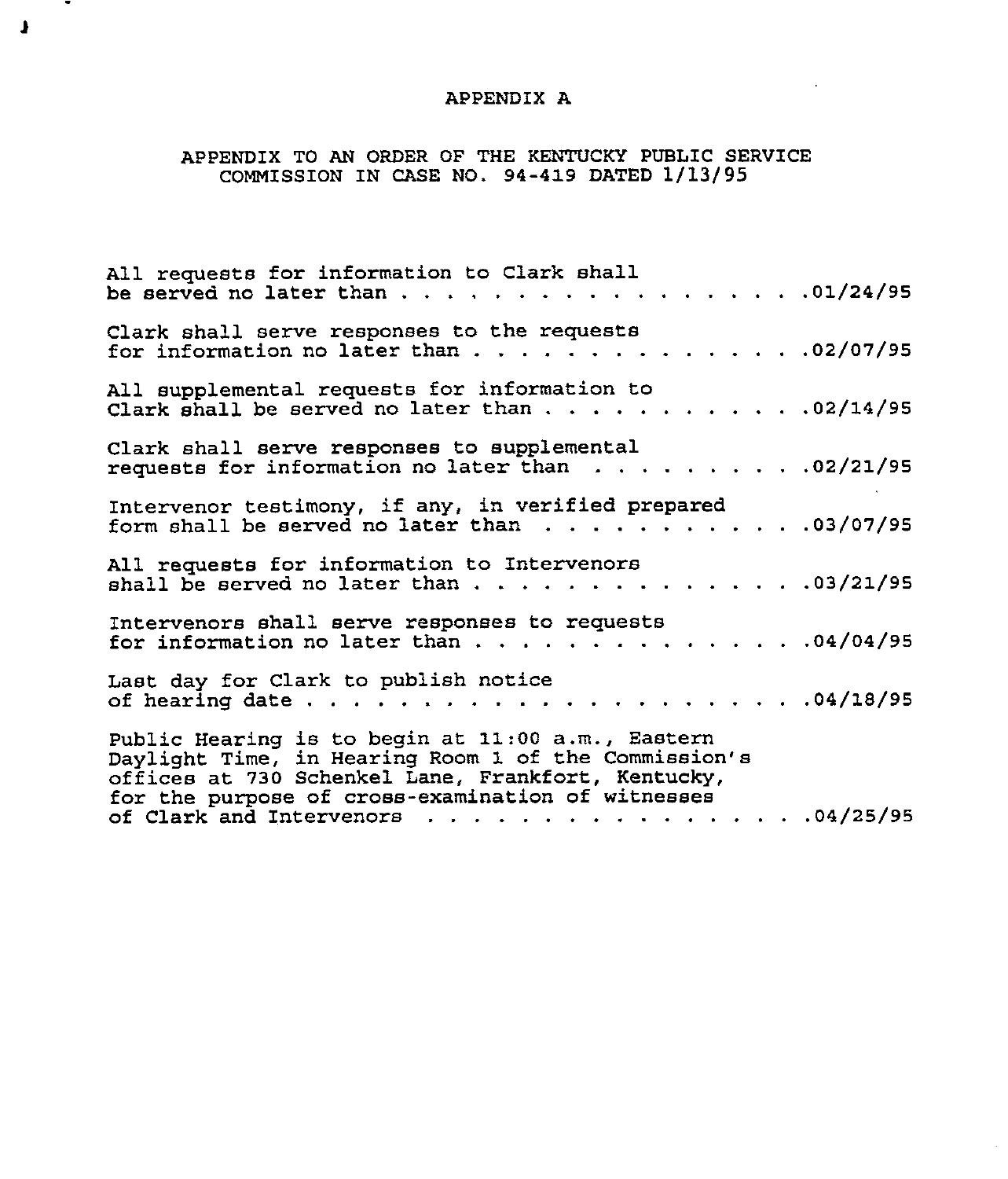# APPENDIX A

APPENDIX TO AN ORDER OF THE KENTUCKY PUBLIC SERVICE COMMISSION IN CASE NO. 94-419 DATED 1/13/95

| | |
|---|---|
| All requests for information to Clark shall be served no later than | 01/24/95 |
| Clark shall serve responses to the requests for information no later than | 02/07/95 |
| All supplemental requests for information to Clark shall be served no later than | 02/14/95 |
| Clark shall serve responses to supplemental requests for information no later than | 02/21/95 |
| Intervenor testimony, if any, in verified prepared form shall be served no later than | 03/07/95 |
| All requests for information to Intervenors shall be served no later than | 03/21/95 |
| Intervenors shall serve responses to requests for information no later than | 04/04/95 |
| Last day for Clark to publish notice of hearing date | 04/18/95 |
| Public Hearing is to begin at 11:00 a.m., Eastern Daylight Time, in Hearing Room 1 of the Commission's offices at 730 Schenkel Lane, Frankfort, Kentucky, for the purpose of cross-examination of witnesses of Clark and Intervenors | 04/25/95 |